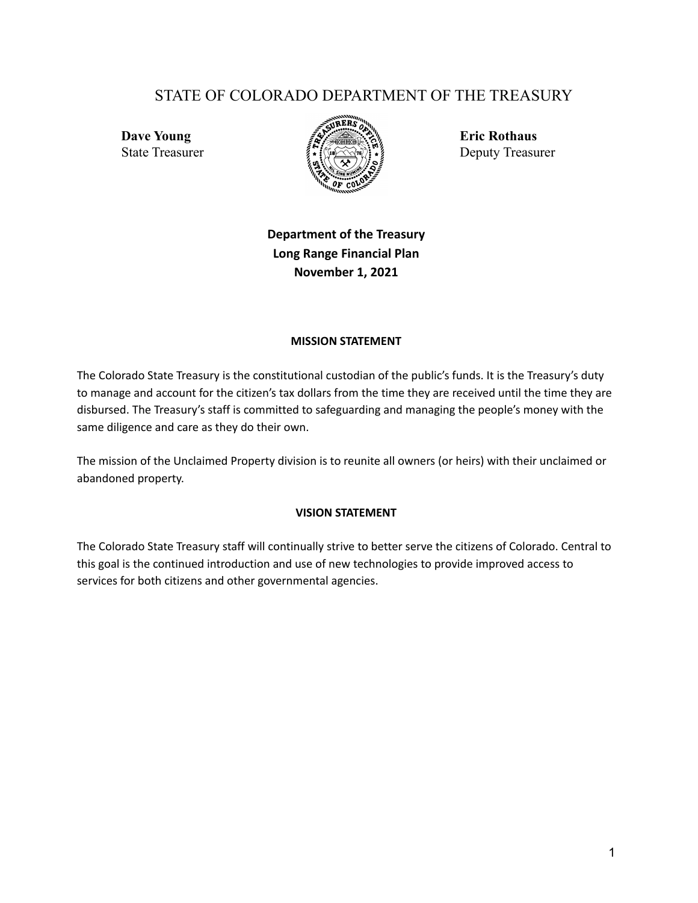# STATE OF COLORADO DEPARTMENT OF THE TREASURY

**Dave Young**
State Treasurer

**Eric Rothaus**
Deputy Treasurer

**Department of the Treasury**
**Long Range Financial Plan**
**November 1, 2021**

## MISSION STATEMENT

The Colorado State Treasury is the constitutional custodian of the public's funds. It is the Treasury's duty to manage and account for the citizen's tax dollars from the time they are received until the time they are disbursed. The Treasury's staff is committed to safeguarding and managing the people's money with the same diligence and care as they do their own.

The mission of the Unclaimed Property division is to reunite all owners (or heirs) with their unclaimed or abandoned property.

## VISION STATEMENT

The Colorado State Treasury staff will continually strive to better serve the citizens of Colorado. Central to this goal is the continued introduction and use of new technologies to provide improved access to services for both citizens and other governmental agencies.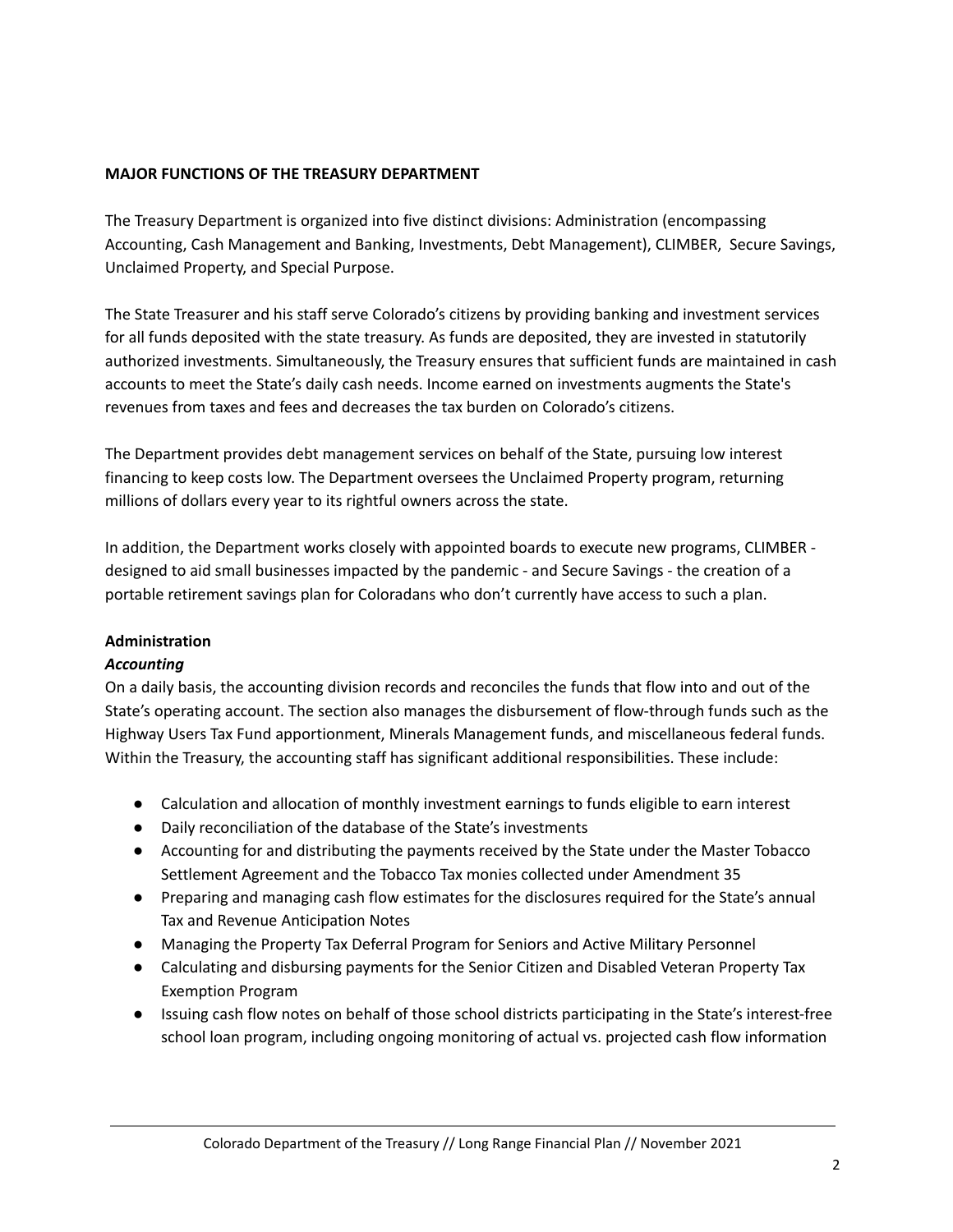**MAJOR FUNCTIONS OF THE TREASURY DEPARTMENT**

The Treasury Department is organized into five distinct divisions: Administration (encompassing Accounting, Cash Management and Banking, Investments, Debt Management), CLIMBER, Secure Savings, Unclaimed Property, and Special Purpose.

The State Treasurer and his staff serve Colorado's citizens by providing banking and investment services for all funds deposited with the state treasury. As funds are deposited, they are invested in statutorily authorized investments. Simultaneously, the Treasury ensures that sufficient funds are maintained in cash accounts to meet the State's daily cash needs. Income earned on investments augments the State's revenues from taxes and fees and decreases the tax burden on Colorado's citizens.

The Department provides debt management services on behalf of the State, pursuing low interest financing to keep costs low. The Department oversees the Unclaimed Property program, returning millions of dollars every year to its rightful owners across the state.

In addition, the Department works closely with appointed boards to execute new programs, CLIMBER - designed to aid small businesses impacted by the pandemic - and Secure Savings - the creation of a portable retirement savings plan for Coloradans who don't currently have access to such a plan.

**Administration**

***Accounting***

On a daily basis, the accounting division records and reconciles the funds that flow into and out of the State's operating account. The section also manages the disbursement of flow-through funds such as the Highway Users Tax Fund apportionment, Minerals Management funds, and miscellaneous federal funds. Within the Treasury, the accounting staff has significant additional responsibilities. These include:

- Calculation and allocation of monthly investment earnings to funds eligible to earn interest
- Daily reconciliation of the database of the State's investments
- Accounting for and distributing the payments received by the State under the Master Tobacco Settlement Agreement and the Tobacco Tax monies collected under Amendment 35
- Preparing and managing cash flow estimates for the disclosures required for the State's annual Tax and Revenue Anticipation Notes
- Managing the Property Tax Deferral Program for Seniors and Active Military Personnel
- Calculating and disbursing payments for the Senior Citizen and Disabled Veteran Property Tax Exemption Program
- Issuing cash flow notes on behalf of those school districts participating in the State's interest-free school loan program, including ongoing monitoring of actual vs. projected cash flow information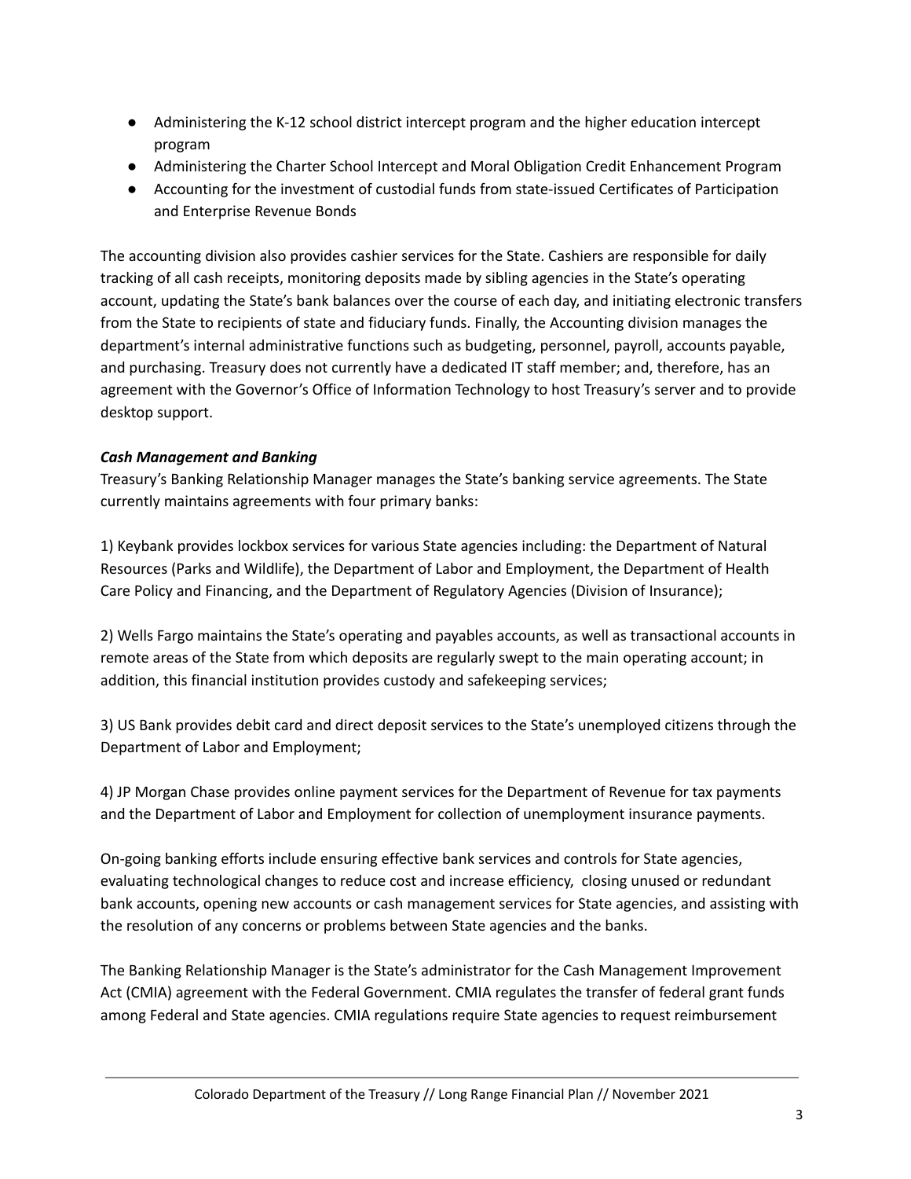- Administering the K-12 school district intercept program and the higher education intercept program
- Administering the Charter School Intercept and Moral Obligation Credit Enhancement Program
- Accounting for the investment of custodial funds from state-issued Certificates of Participation and Enterprise Revenue Bonds

The accounting division also provides cashier services for the State. Cashiers are responsible for daily tracking of all cash receipts, monitoring deposits made by sibling agencies in the State's operating account, updating the State's bank balances over the course of each day, and initiating electronic transfers from the State to recipients of state and fiduciary funds. Finally, the Accounting division manages the department's internal administrative functions such as budgeting, personnel, payroll, accounts payable, and purchasing. Treasury does not currently have a dedicated IT staff member; and, therefore, has an agreement with the Governor's Office of Information Technology to host Treasury's server and to provide desktop support.

***Cash Management and Banking***

Treasury's Banking Relationship Manager manages the State's banking service agreements. The State currently maintains agreements with four primary banks:

1) Keybank provides lockbox services for various State agencies including: the Department of Natural Resources (Parks and Wildlife), the Department of Labor and Employment, the Department of Health Care Policy and Financing, and the Department of Regulatory Agencies (Division of Insurance);

2) Wells Fargo maintains the State's operating and payables accounts, as well as transactional accounts in remote areas of the State from which deposits are regularly swept to the main operating account; in addition, this financial institution provides custody and safekeeping services;

3) US Bank provides debit card and direct deposit services to the State's unemployed citizens through the Department of Labor and Employment;

4) JP Morgan Chase provides online payment services for the Department of Revenue for tax payments and the Department of Labor and Employment for collection of unemployment insurance payments.

On-going banking efforts include ensuring effective bank services and controls for State agencies, evaluating technological changes to reduce cost and increase efficiency, closing unused or redundant bank accounts, opening new accounts or cash management services for State agencies, and assisting with the resolution of any concerns or problems between State agencies and the banks.

The Banking Relationship Manager is the State's administrator for the Cash Management Improvement Act (CMIA) agreement with the Federal Government. CMIA regulates the transfer of federal grant funds among Federal and State agencies. CMIA regulations require State agencies to request reimbursement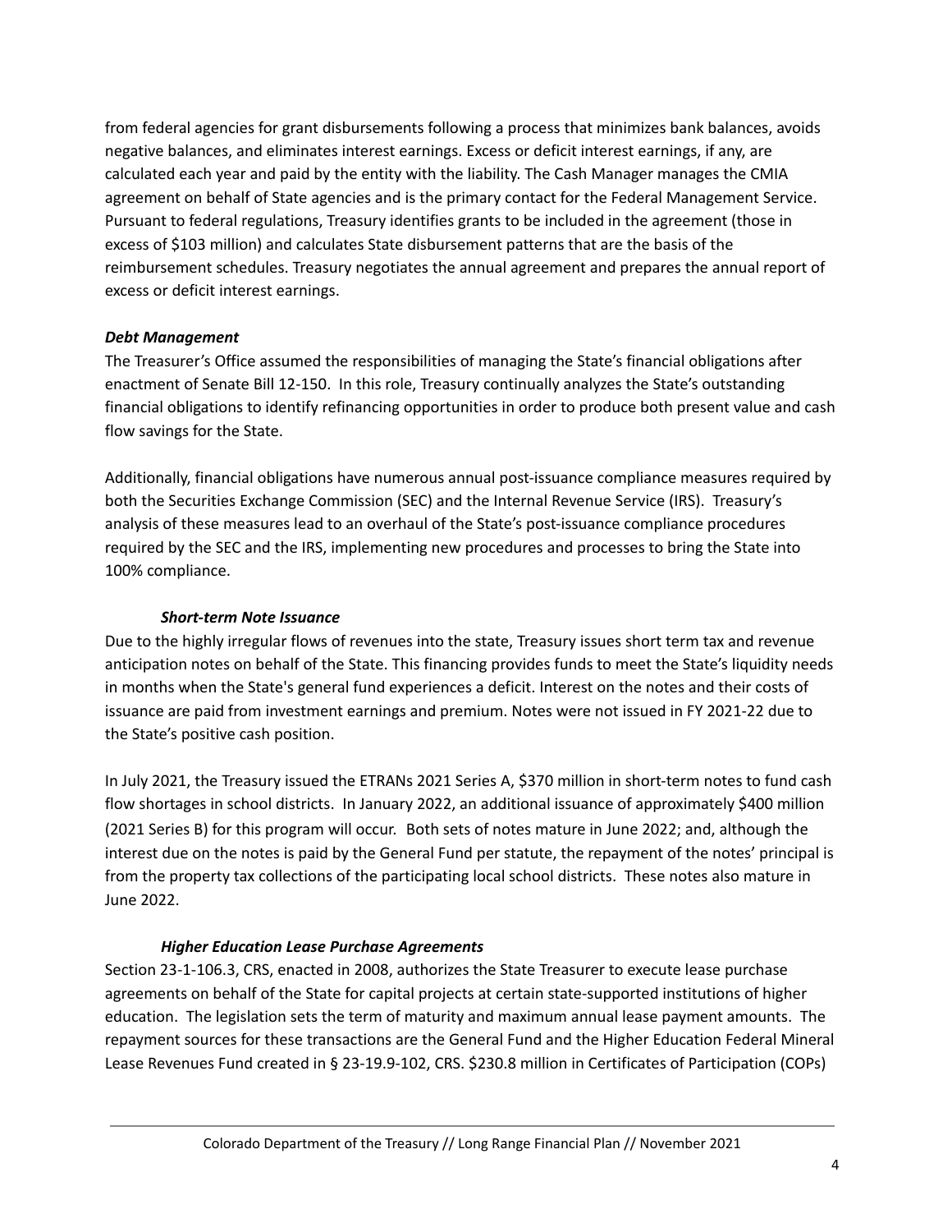from federal agencies for grant disbursements following a process that minimizes bank balances, avoids negative balances, and eliminates interest earnings. Excess or deficit interest earnings, if any, are calculated each year and paid by the entity with the liability. The Cash Manager manages the CMIA agreement on behalf of State agencies and is the primary contact for the Federal Management Service. Pursuant to federal regulations, Treasury identifies grants to be included in the agreement (those in excess of $103 million) and calculates State disbursement patterns that are the basis of the reimbursement schedules. Treasury negotiates the annual agreement and prepares the annual report of excess or deficit interest earnings.

### *Debt Management*

The Treasurer's Office assumed the responsibilities of managing the State's financial obligations after enactment of Senate Bill 12-150. In this role, Treasury continually analyzes the State's outstanding financial obligations to identify refinancing opportunities in order to produce both present value and cash flow savings for the State.

Additionally, financial obligations have numerous annual post-issuance compliance measures required by both the Securities Exchange Commission (SEC) and the Internal Revenue Service (IRS). Treasury's analysis of these measures lead to an overhaul of the State's post-issuance compliance procedures required by the SEC and the IRS, implementing new procedures and processes to bring the State into 100% compliance.

#### *Short-term Note Issuance*

Due to the highly irregular flows of revenues into the state, Treasury issues short term tax and revenue anticipation notes on behalf of the State. This financing provides funds to meet the State's liquidity needs in months when the State's general fund experiences a deficit. Interest on the notes and their costs of issuance are paid from investment earnings and premium. Notes were not issued in FY 2021-22 due to the State's positive cash position.

In July 2021, the Treasury issued the ETRANs 2021 Series A, $370 million in short-term notes to fund cash flow shortages in school districts. In January 2022, an additional issuance of approximately $400 million (2021 Series B) for this program will occur. Both sets of notes mature in June 2022; and, although the interest due on the notes is paid by the General Fund per statute, the repayment of the notes' principal is from the property tax collections of the participating local school districts. These notes also mature in June 2022.

#### *Higher Education Lease Purchase Agreements*

Section 23-1-106.3, CRS, enacted in 2008, authorizes the State Treasurer to execute lease purchase agreements on behalf of the State for capital projects at certain state-supported institutions of higher education. The legislation sets the term of maturity and maximum annual lease payment amounts. The repayment sources for these transactions are the General Fund and the Higher Education Federal Mineral Lease Revenues Fund created in § 23-19.9-102, CRS. $230.8 million in Certificates of Participation (COPs)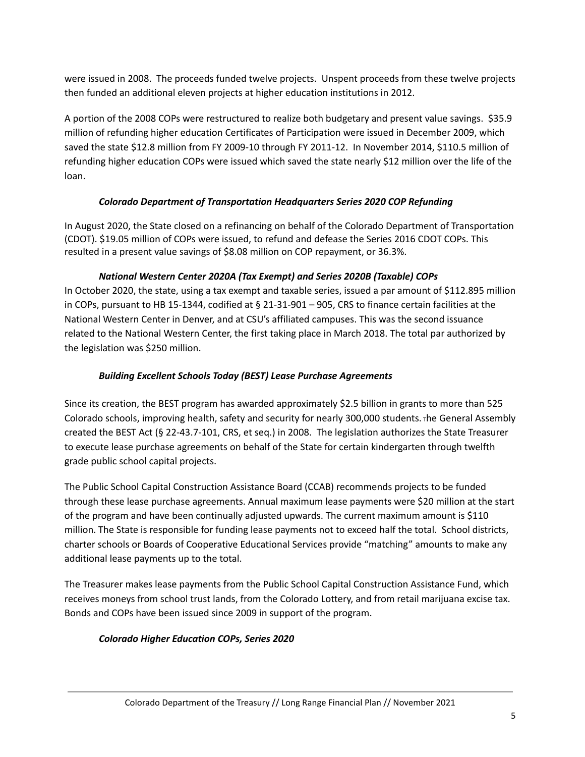were issued in 2008. The proceeds funded twelve projects. Unspent proceeds from these twelve projects then funded an additional eleven projects at higher education institutions in 2012.

A portion of the 2008 COPs were restructured to realize both budgetary and present value savings. $35.9 million of refunding higher education Certificates of Participation were issued in December 2009, which saved the state $12.8 million from FY 2009-10 through FY 2011-12. In November 2014, $110.5 million of refunding higher education COPs were issued which saved the state nearly $12 million over the life of the loan.

### *Colorado Department of Transportation Headquarters Series 2020 COP Refunding*

In August 2020, the State closed on a refinancing on behalf of the Colorado Department of Transportation (CDOT). $19.05 million of COPs were issued, to refund and defease the Series 2016 CDOT COPs. This resulted in a present value savings of $8.08 million on COP repayment, or 36.3%.

### *National Western Center 2020A (Tax Exempt) and Series 2020B (Taxable) COPs*

In October 2020, the state, using a tax exempt and taxable series, issued a par amount of $112.895 million in COPs, pursuant to HB 15-1344, codified at § 21-31-901 – 905, CRS to finance certain facilities at the National Western Center in Denver, and at CSU's affiliated campuses. This was the second issuance related to the National Western Center, the first taking place in March 2018. The total par authorized by the legislation was $250 million.

### *Building Excellent Schools Today (BEST) Lease Purchase Agreements*

Since its creation, the BEST program has awarded approximately $2.5 billion in grants to more than 525 Colorado schools, improving health, safety and security for nearly 300,000 students. The General Assembly created the BEST Act (§ 22-43.7-101, CRS, et seq.) in 2008. The legislation authorizes the State Treasurer to execute lease purchase agreements on behalf of the State for certain kindergarten through twelfth grade public school capital projects.

The Public School Capital Construction Assistance Board (CCAB) recommends projects to be funded through these lease purchase agreements. Annual maximum lease payments were $20 million at the start of the program and have been continually adjusted upwards. The current maximum amount is $110 million. The State is responsible for funding lease payments not to exceed half the total. School districts, charter schools or Boards of Cooperative Educational Services provide "matching" amounts to make any additional lease payments up to the total.

The Treasurer makes lease payments from the Public School Capital Construction Assistance Fund, which receives moneys from school trust lands, from the Colorado Lottery, and from retail marijuana excise tax. Bonds and COPs have been issued since 2009 in support of the program.

### *Colorado Higher Education COPs, Series 2020*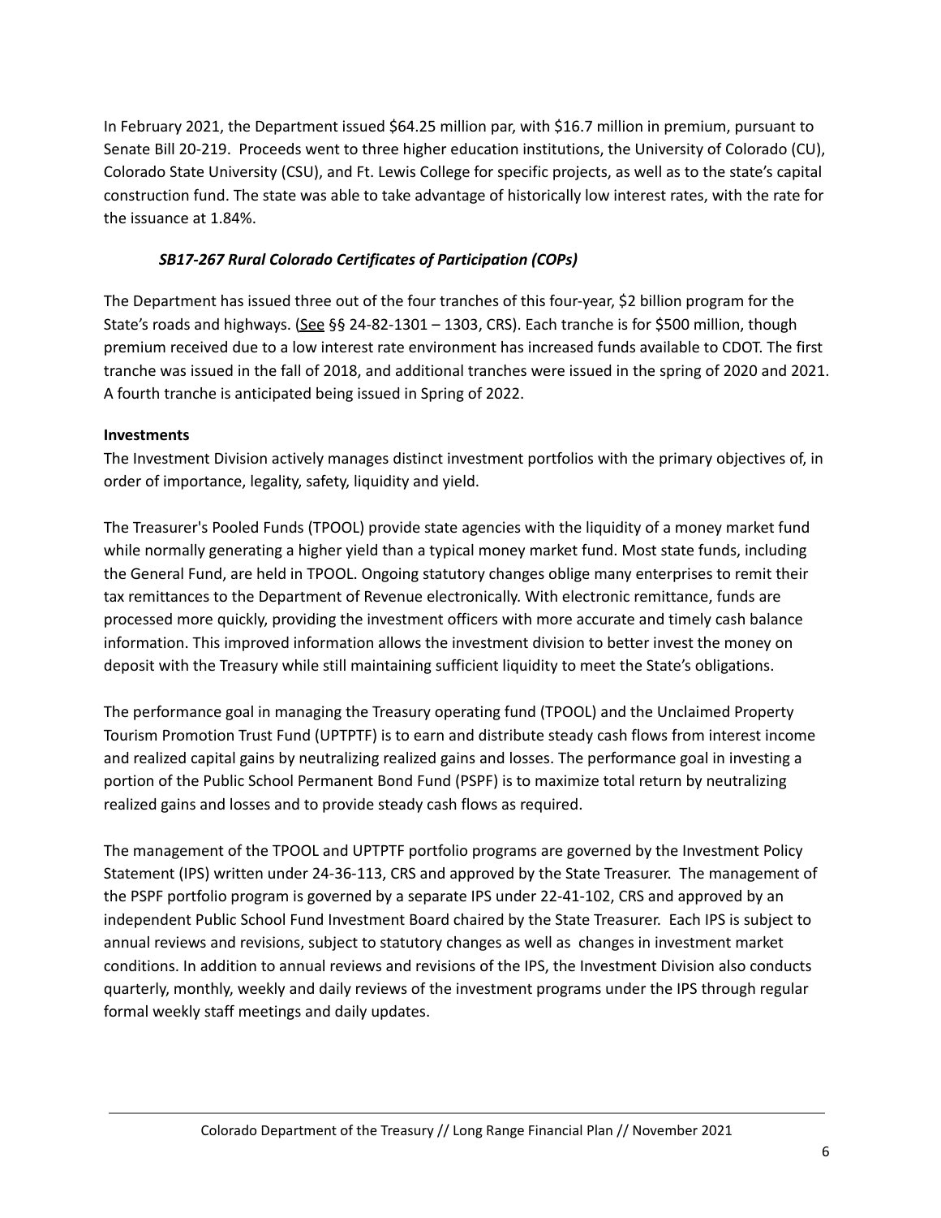In February 2021, the Department issued $64.25 million par, with $16.7 million in premium, pursuant to Senate Bill 20-219. Proceeds went to three higher education institutions, the University of Colorado (CU), Colorado State University (CSU), and Ft. Lewis College for specific projects, as well as to the state's capital construction fund. The state was able to take advantage of historically low interest rates, with the rate for the issuance at 1.84%.

### *SB17-267 Rural Colorado Certificates of Participation (COPs)*

The Department has issued three out of the four tranches of this four-year, $2 billion program for the State's roads and highways. (See §§ 24-82-1301 – 1303, CRS). Each tranche is for $500 million, though premium received due to a low interest rate environment has increased funds available to CDOT. The first tranche was issued in the fall of 2018, and additional tranches were issued in the spring of 2020 and 2021. A fourth tranche is anticipated being issued in Spring of 2022.

**Investments**

The Investment Division actively manages distinct investment portfolios with the primary objectives of, in order of importance, legality, safety, liquidity and yield.

The Treasurer's Pooled Funds (TPOOL) provide state agencies with the liquidity of a money market fund while normally generating a higher yield than a typical money market fund. Most state funds, including the General Fund, are held in TPOOL. Ongoing statutory changes oblige many enterprises to remit their tax remittances to the Department of Revenue electronically. With electronic remittance, funds are processed more quickly, providing the investment officers with more accurate and timely cash balance information. This improved information allows the investment division to better invest the money on deposit with the Treasury while still maintaining sufficient liquidity to meet the State's obligations.

The performance goal in managing the Treasury operating fund (TPOOL) and the Unclaimed Property Tourism Promotion Trust Fund (UPTPTF) is to earn and distribute steady cash flows from interest income and realized capital gains by neutralizing realized gains and losses. The performance goal in investing a portion of the Public School Permanent Bond Fund (PSPF) is to maximize total return by neutralizing realized gains and losses and to provide steady cash flows as required.

The management of the TPOOL and UPTPTF portfolio programs are governed by the Investment Policy Statement (IPS) written under 24-36-113, CRS and approved by the State Treasurer. The management of the PSPF portfolio program is governed by a separate IPS under 22-41-102, CRS and approved by an independent Public School Fund Investment Board chaired by the State Treasurer. Each IPS is subject to annual reviews and revisions, subject to statutory changes as well as changes in investment market conditions. In addition to annual reviews and revisions of the IPS, the Investment Division also conducts quarterly, monthly, weekly and daily reviews of the investment programs under the IPS through regular formal weekly staff meetings and daily updates.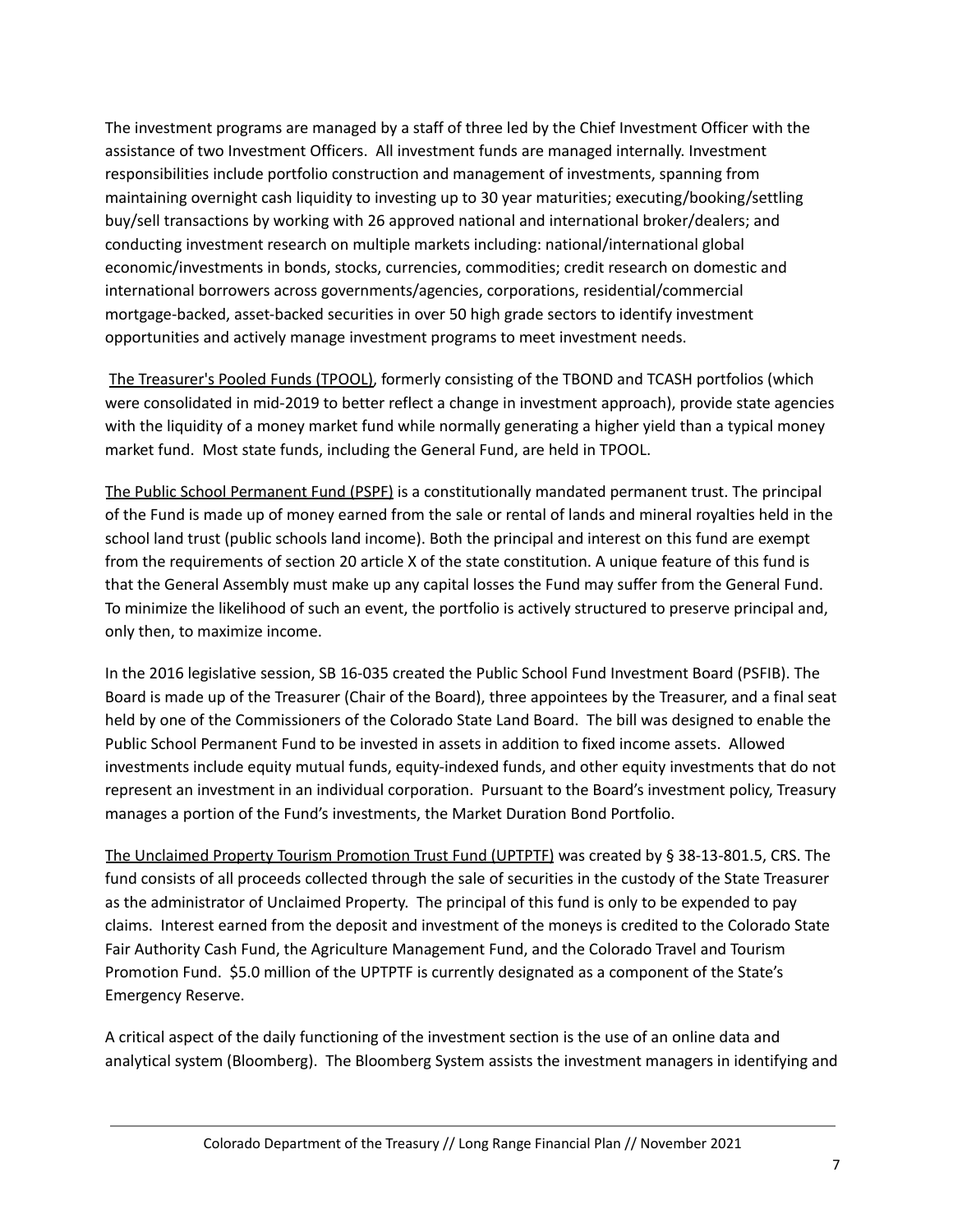The investment programs are managed by a staff of three led by the Chief Investment Officer with the assistance of two Investment Officers. All investment funds are managed internally. Investment responsibilities include portfolio construction and management of investments, spanning from maintaining overnight cash liquidity to investing up to 30 year maturities; executing/booking/settling buy/sell transactions by working with 26 approved national and international broker/dealers; and conducting investment research on multiple markets including: national/international global economic/investments in bonds, stocks, currencies, commodities; credit research on domestic and international borrowers across governments/agencies, corporations, residential/commercial mortgage-backed, asset-backed securities in over 50 high grade sectors to identify investment opportunities and actively manage investment programs to meet investment needs.

The Treasurer's Pooled Funds (TPOOL), formerly consisting of the TBOND and TCASH portfolios (which were consolidated in mid-2019 to better reflect a change in investment approach), provide state agencies with the liquidity of a money market fund while normally generating a higher yield than a typical money market fund. Most state funds, including the General Fund, are held in TPOOL.

The Public School Permanent Fund (PSPF) is a constitutionally mandated permanent trust. The principal of the Fund is made up of money earned from the sale or rental of lands and mineral royalties held in the school land trust (public schools land income). Both the principal and interest on this fund are exempt from the requirements of section 20 article X of the state constitution. A unique feature of this fund is that the General Assembly must make up any capital losses the Fund may suffer from the General Fund. To minimize the likelihood of such an event, the portfolio is actively structured to preserve principal and, only then, to maximize income.

In the 2016 legislative session, SB 16-035 created the Public School Fund Investment Board (PSFIB). The Board is made up of the Treasurer (Chair of the Board), three appointees by the Treasurer, and a final seat held by one of the Commissioners of the Colorado State Land Board. The bill was designed to enable the Public School Permanent Fund to be invested in assets in addition to fixed income assets. Allowed investments include equity mutual funds, equity-indexed funds, and other equity investments that do not represent an investment in an individual corporation. Pursuant to the Board's investment policy, Treasury manages a portion of the Fund's investments, the Market Duration Bond Portfolio.

The Unclaimed Property Tourism Promotion Trust Fund (UPTPTF) was created by § 38-13-801.5, CRS. The fund consists of all proceeds collected through the sale of securities in the custody of the State Treasurer as the administrator of Unclaimed Property. The principal of this fund is only to be expended to pay claims. Interest earned from the deposit and investment of the moneys is credited to the Colorado State Fair Authority Cash Fund, the Agriculture Management Fund, and the Colorado Travel and Tourism Promotion Fund. $5.0 million of the UPTPTF is currently designated as a component of the State's Emergency Reserve.

A critical aspect of the daily functioning of the investment section is the use of an online data and analytical system (Bloomberg). The Bloomberg System assists the investment managers in identifying and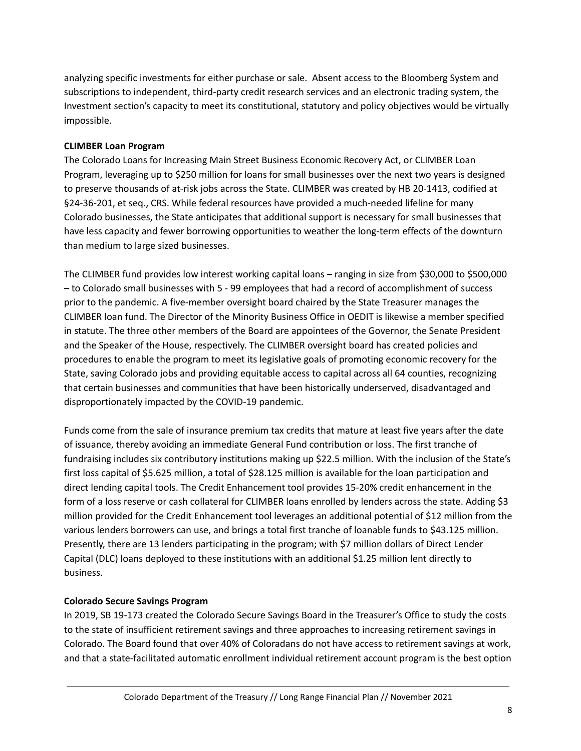analyzing specific investments for either purchase or sale. Absent access to the Bloomberg System and subscriptions to independent, third-party credit research services and an electronic trading system, the Investment section's capacity to meet its constitutional, statutory and policy objectives would be virtually impossible.

**CLIMBER Loan Program**

The Colorado Loans for Increasing Main Street Business Economic Recovery Act, or CLIMBER Loan Program, leveraging up to $250 million for loans for small businesses over the next two years is designed to preserve thousands of at-risk jobs across the State. CLIMBER was created by HB 20-1413, codified at §24-36-201, et seq., CRS. While federal resources have provided a much-needed lifeline for many Colorado businesses, the State anticipates that additional support is necessary for small businesses that have less capacity and fewer borrowing opportunities to weather the long-term effects of the downturn than medium to large sized businesses.

The CLIMBER fund provides low interest working capital loans – ranging in size from $30,000 to $500,000 – to Colorado small businesses with 5 - 99 employees that had a record of accomplishment of success prior to the pandemic. A five-member oversight board chaired by the State Treasurer manages the CLIMBER loan fund. The Director of the Minority Business Office in OEDIT is likewise a member specified in statute. The three other members of the Board are appointees of the Governor, the Senate President and the Speaker of the House, respectively. The CLIMBER oversight board has created policies and procedures to enable the program to meet its legislative goals of promoting economic recovery for the State, saving Colorado jobs and providing equitable access to capital across all 64 counties, recognizing that certain businesses and communities that have been historically underserved, disadvantaged and disproportionately impacted by the COVID-19 pandemic.

Funds come from the sale of insurance premium tax credits that mature at least five years after the date of issuance, thereby avoiding an immediate General Fund contribution or loss. The first tranche of fundraising includes six contributory institutions making up $22.5 million. With the inclusion of the State's first loss capital of $5.625 million, a total of $28.125 million is available for the loan participation and direct lending capital tools. The Credit Enhancement tool provides 15-20% credit enhancement in the form of a loss reserve or cash collateral for CLIMBER loans enrolled by lenders across the state. Adding $3 million provided for the Credit Enhancement tool leverages an additional potential of $12 million from the various lenders borrowers can use, and brings a total first tranche of loanable funds to $43.125 million. Presently, there are 13 lenders participating in the program; with $7 million dollars of Direct Lender Capital (DLC) loans deployed to these institutions with an additional $1.25 million lent directly to business.

**Colorado Secure Savings Program**

In 2019, SB 19-173 created the Colorado Secure Savings Board in the Treasurer's Office to study the costs to the state of insufficient retirement savings and three approaches to increasing retirement savings in Colorado. The Board found that over 40% of Coloradans do not have access to retirement savings at work, and that a state-facilitated automatic enrollment individual retirement account program is the best option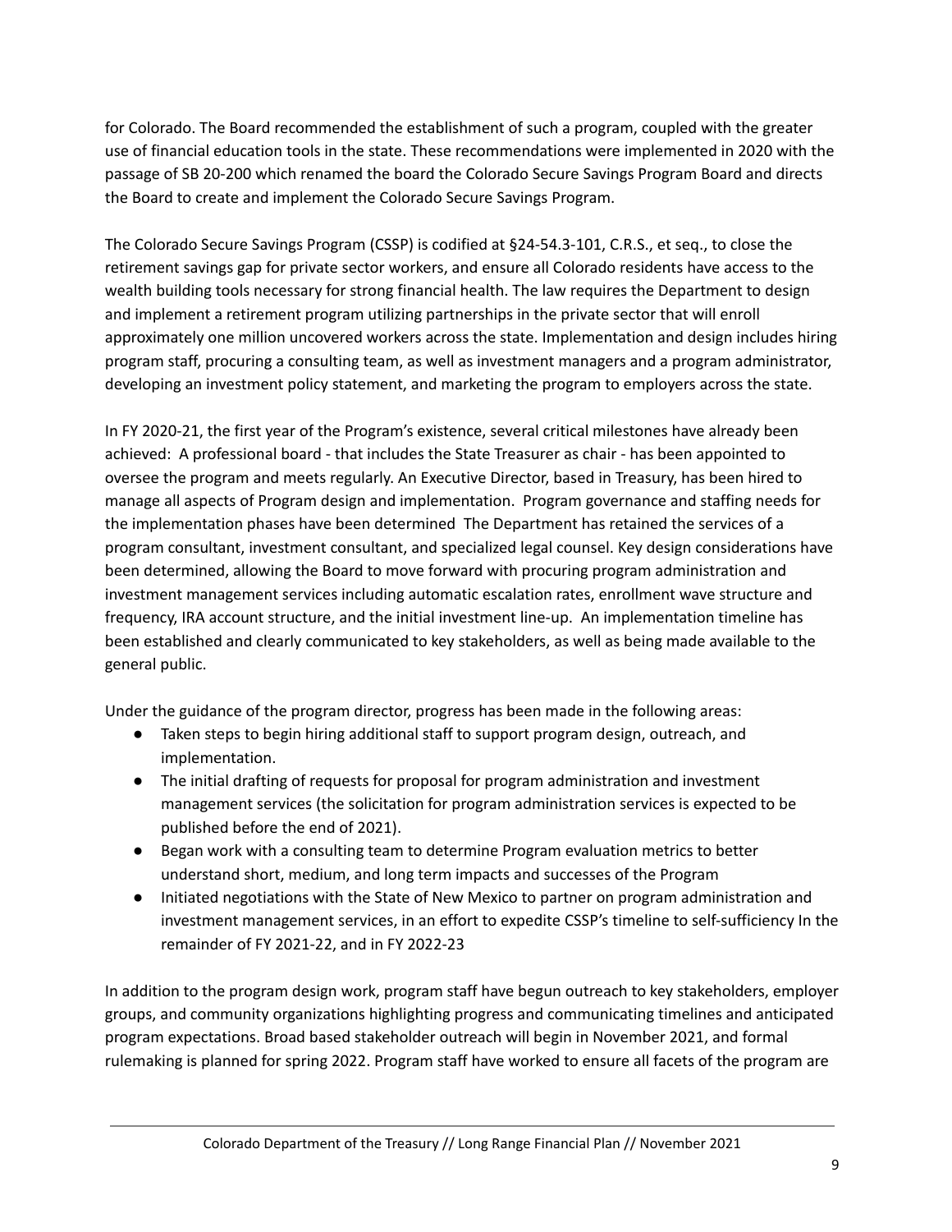for Colorado. The Board recommended the establishment of such a program, coupled with the greater use of financial education tools in the state. These recommendations were implemented in 2020 with the passage of SB 20-200 which renamed the board the Colorado Secure Savings Program Board and directs the Board to create and implement the Colorado Secure Savings Program.

The Colorado Secure Savings Program (CSSP) is codified at §24-54.3-101, C.R.S., et seq., to close the retirement savings gap for private sector workers, and ensure all Colorado residents have access to the wealth building tools necessary for strong financial health. The law requires the Department to design and implement a retirement program utilizing partnerships in the private sector that will enroll approximately one million uncovered workers across the state. Implementation and design includes hiring program staff, procuring a consulting team, as well as investment managers and a program administrator, developing an investment policy statement, and marketing the program to employers across the state.

In FY 2020-21, the first year of the Program's existence, several critical milestones have already been achieved: A professional board - that includes the State Treasurer as chair - has been appointed to oversee the program and meets regularly. An Executive Director, based in Treasury, has been hired to manage all aspects of Program design and implementation. Program governance and staffing needs for the implementation phases have been determined The Department has retained the services of a program consultant, investment consultant, and specialized legal counsel. Key design considerations have been determined, allowing the Board to move forward with procuring program administration and investment management services including automatic escalation rates, enrollment wave structure and frequency, IRA account structure, and the initial investment line-up. An implementation timeline has been established and clearly communicated to key stakeholders, as well as being made available to the general public.

Under the guidance of the program director, progress has been made in the following areas:

- Taken steps to begin hiring additional staff to support program design, outreach, and implementation.
- The initial drafting of requests for proposal for program administration and investment management services (the solicitation for program administration services is expected to be published before the end of 2021).
- Began work with a consulting team to determine Program evaluation metrics to better understand short, medium, and long term impacts and successes of the Program
- Initiated negotiations with the State of New Mexico to partner on program administration and investment management services, in an effort to expedite CSSP's timeline to self-sufficiency In the remainder of FY 2021-22, and in FY 2022-23

In addition to the program design work, program staff have begun outreach to key stakeholders, employer groups, and community organizations highlighting progress and communicating timelines and anticipated program expectations. Broad based stakeholder outreach will begin in November 2021, and formal rulemaking is planned for spring 2022. Program staff have worked to ensure all facets of the program are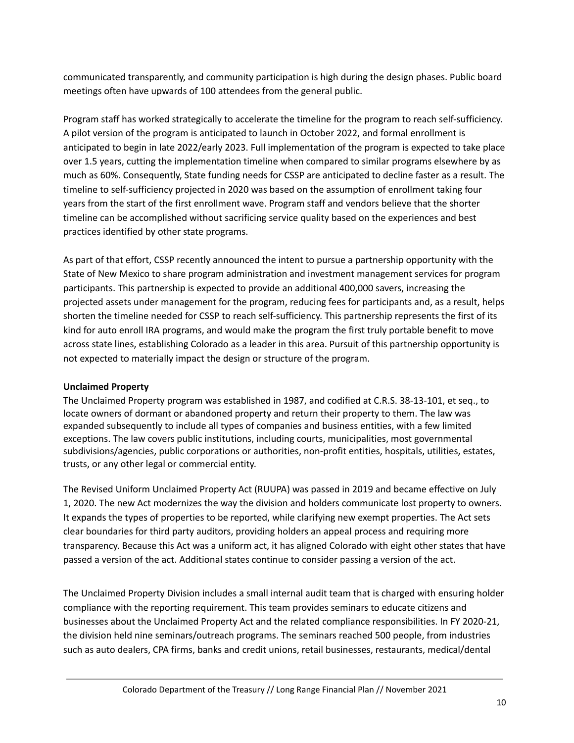communicated transparently, and community participation is high during the design phases. Public board meetings often have upwards of 100 attendees from the general public.

Program staff has worked strategically to accelerate the timeline for the program to reach self-sufficiency. A pilot version of the program is anticipated to launch in October 2022, and formal enrollment is anticipated to begin in late 2022/early 2023. Full implementation of the program is expected to take place over 1.5 years, cutting the implementation timeline when compared to similar programs elsewhere by as much as 60%. Consequently, State funding needs for CSSP are anticipated to decline faster as a result. The timeline to self-sufficiency projected in 2020 was based on the assumption of enrollment taking four years from the start of the first enrollment wave. Program staff and vendors believe that the shorter timeline can be accomplished without sacrificing service quality based on the experiences and best practices identified by other state programs.

As part of that effort, CSSP recently announced the intent to pursue a partnership opportunity with the State of New Mexico to share program administration and investment management services for program participants. This partnership is expected to provide an additional 400,000 savers, increasing the projected assets under management for the program, reducing fees for participants and, as a result, helps shorten the timeline needed for CSSP to reach self-sufficiency. This partnership represents the first of its kind for auto enroll IRA programs, and would make the program the first truly portable benefit to move across state lines, establishing Colorado as a leader in this area. Pursuit of this partnership opportunity is not expected to materially impact the design or structure of the program.

**Unclaimed Property**

The Unclaimed Property program was established in 1987, and codified at C.R.S. 38-13-101, et seq., to locate owners of dormant or abandoned property and return their property to them. The law was expanded subsequently to include all types of companies and business entities, with a few limited exceptions. The law covers public institutions, including courts, municipalities, most governmental subdivisions/agencies, public corporations or authorities, non-profit entities, hospitals, utilities, estates, trusts, or any other legal or commercial entity.

The Revised Uniform Unclaimed Property Act (RUUPA) was passed in 2019 and became effective on July 1, 2020. The new Act modernizes the way the division and holders communicate lost property to owners. It expands the types of properties to be reported, while clarifying new exempt properties. The Act sets clear boundaries for third party auditors, providing holders an appeal process and requiring more transparency. Because this Act was a uniform act, it has aligned Colorado with eight other states that have passed a version of the act. Additional states continue to consider passing a version of the act.

The Unclaimed Property Division includes a small internal audit team that is charged with ensuring holder compliance with the reporting requirement. This team provides seminars to educate citizens and businesses about the Unclaimed Property Act and the related compliance responsibilities. In FY 2020-21, the division held nine seminars/outreach programs. The seminars reached 500 people, from industries such as auto dealers, CPA firms, banks and credit unions, retail businesses, restaurants, medical/dental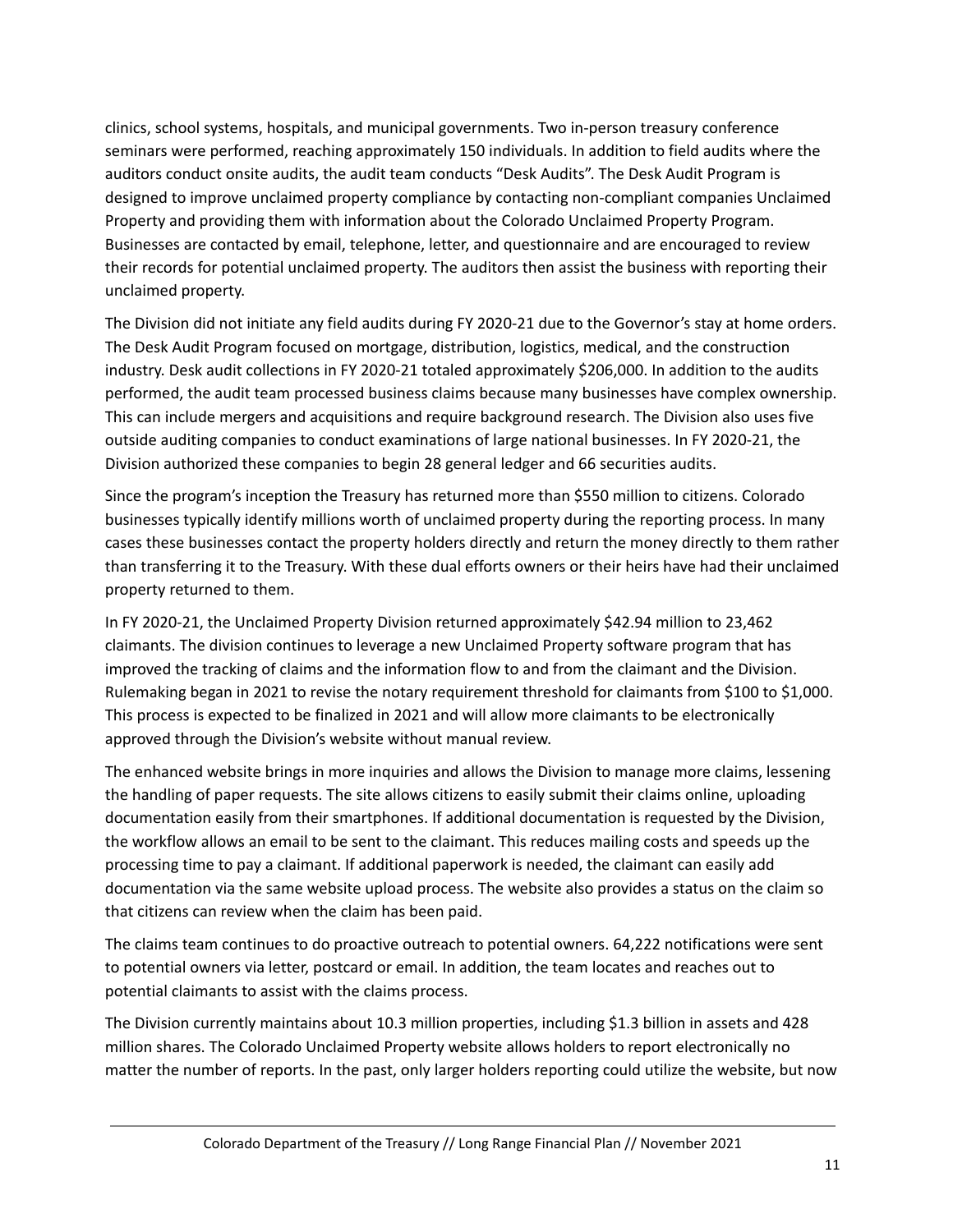clinics, school systems, hospitals, and municipal governments. Two in-person treasury conference seminars were performed, reaching approximately 150 individuals. In addition to field audits where the auditors conduct onsite audits, the audit team conducts "Desk Audits". The Desk Audit Program is designed to improve unclaimed property compliance by contacting non-compliant companies Unclaimed Property and providing them with information about the Colorado Unclaimed Property Program. Businesses are contacted by email, telephone, letter, and questionnaire and are encouraged to review their records for potential unclaimed property. The auditors then assist the business with reporting their unclaimed property.

The Division did not initiate any field audits during FY 2020-21 due to the Governor's stay at home orders. The Desk Audit Program focused on mortgage, distribution, logistics, medical, and the construction industry. Desk audit collections in FY 2020-21 totaled approximately $206,000. In addition to the audits performed, the audit team processed business claims because many businesses have complex ownership. This can include mergers and acquisitions and require background research. The Division also uses five outside auditing companies to conduct examinations of large national businesses. In FY 2020-21, the Division authorized these companies to begin 28 general ledger and 66 securities audits.

Since the program's inception the Treasury has returned more than $550 million to citizens. Colorado businesses typically identify millions worth of unclaimed property during the reporting process. In many cases these businesses contact the property holders directly and return the money directly to them rather than transferring it to the Treasury. With these dual efforts owners or their heirs have had their unclaimed property returned to them.

In FY 2020-21, the Unclaimed Property Division returned approximately $42.94 million to 23,462 claimants. The division continues to leverage a new Unclaimed Property software program that has improved the tracking of claims and the information flow to and from the claimant and the Division. Rulemaking began in 2021 to revise the notary requirement threshold for claimants from $100 to $1,000. This process is expected to be finalized in 2021 and will allow more claimants to be electronically approved through the Division's website without manual review.

The enhanced website brings in more inquiries and allows the Division to manage more claims, lessening the handling of paper requests. The site allows citizens to easily submit their claims online, uploading documentation easily from their smartphones. If additional documentation is requested by the Division, the workflow allows an email to be sent to the claimant. This reduces mailing costs and speeds up the processing time to pay a claimant. If additional paperwork is needed, the claimant can easily add documentation via the same website upload process. The website also provides a status on the claim so that citizens can review when the claim has been paid.

The claims team continues to do proactive outreach to potential owners. 64,222 notifications were sent to potential owners via letter, postcard or email. In addition, the team locates and reaches out to potential claimants to assist with the claims process.

The Division currently maintains about 10.3 million properties, including $1.3 billion in assets and 428 million shares. The Colorado Unclaimed Property website allows holders to report electronically no matter the number of reports. In the past, only larger holders reporting could utilize the website, but now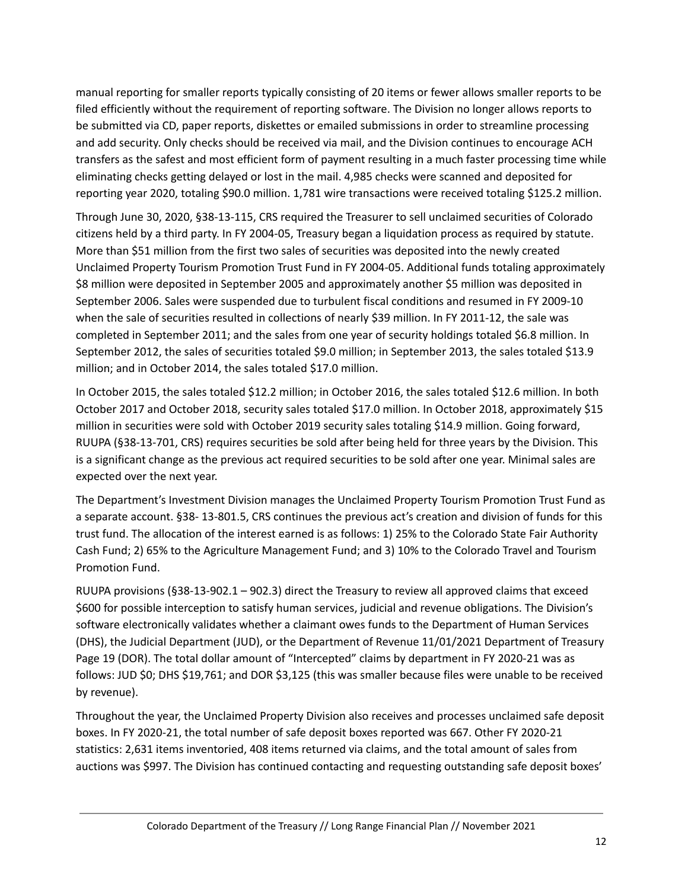manual reporting for smaller reports typically consisting of 20 items or fewer allows smaller reports to be filed efficiently without the requirement of reporting software. The Division no longer allows reports to be submitted via CD, paper reports, diskettes or emailed submissions in order to streamline processing and add security. Only checks should be received via mail, and the Division continues to encourage ACH transfers as the safest and most efficient form of payment resulting in a much faster processing time while eliminating checks getting delayed or lost in the mail. 4,985 checks were scanned and deposited for reporting year 2020, totaling $90.0 million. 1,781 wire transactions were received totaling $125.2 million.

Through June 30, 2020, §38-13-115, CRS required the Treasurer to sell unclaimed securities of Colorado citizens held by a third party. In FY 2004-05, Treasury began a liquidation process as required by statute. More than $51 million from the first two sales of securities was deposited into the newly created Unclaimed Property Tourism Promotion Trust Fund in FY 2004-05. Additional funds totaling approximately $8 million were deposited in September 2005 and approximately another $5 million was deposited in September 2006. Sales were suspended due to turbulent fiscal conditions and resumed in FY 2009-10 when the sale of securities resulted in collections of nearly $39 million. In FY 2011-12, the sale was completed in September 2011; and the sales from one year of security holdings totaled $6.8 million. In September 2012, the sales of securities totaled $9.0 million; in September 2013, the sales totaled $13.9 million; and in October 2014, the sales totaled $17.0 million.

In October 2015, the sales totaled $12.2 million; in October 2016, the sales totaled $12.6 million. In both October 2017 and October 2018, security sales totaled $17.0 million. In October 2018, approximately $15 million in securities were sold with October 2019 security sales totaling $14.9 million. Going forward, RUUPA (§38-13-701, CRS) requires securities be sold after being held for three years by the Division. This is a significant change as the previous act required securities to be sold after one year. Minimal sales are expected over the next year.

The Department's Investment Division manages the Unclaimed Property Tourism Promotion Trust Fund as a separate account. §38- 13-801.5, CRS continues the previous act's creation and division of funds for this trust fund. The allocation of the interest earned is as follows: 1) 25% to the Colorado State Fair Authority Cash Fund; 2) 65% to the Agriculture Management Fund; and 3) 10% to the Colorado Travel and Tourism Promotion Fund.

RUUPA provisions (§38-13-902.1 – 902.3) direct the Treasury to review all approved claims that exceed $600 for possible interception to satisfy human services, judicial and revenue obligations. The Division's software electronically validates whether a claimant owes funds to the Department of Human Services (DHS), the Judicial Department (JUD), or the Department of Revenue 11/01/2021 Department of Treasury Page 19 (DOR). The total dollar amount of "Intercepted" claims by department in FY 2020-21 was as follows: JUD $0; DHS $19,761; and DOR $3,125 (this was smaller because files were unable to be received by revenue).

Throughout the year, the Unclaimed Property Division also receives and processes unclaimed safe deposit boxes. In FY 2020-21, the total number of safe deposit boxes reported was 667. Other FY 2020-21 statistics: 2,631 items inventoried, 408 items returned via claims, and the total amount of sales from auctions was $997. The Division has continued contacting and requesting outstanding safe deposit boxes'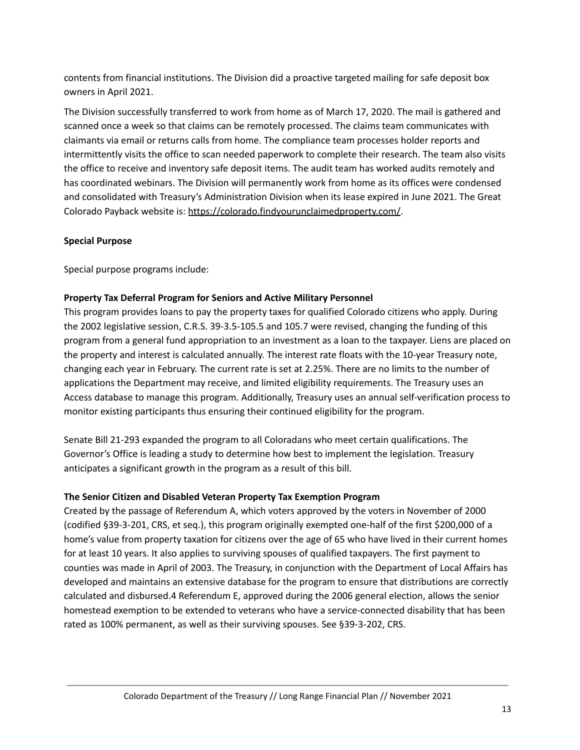contents from financial institutions. The Division did a proactive targeted mailing for safe deposit box owners in April 2021.

The Division successfully transferred to work from home as of March 17, 2020. The mail is gathered and scanned once a week so that claims can be remotely processed. The claims team communicates with claimants via email or returns calls from home. The compliance team processes holder reports and intermittently visits the office to scan needed paperwork to complete their research. The team also visits the office to receive and inventory safe deposit items. The audit team has worked audits remotely and has coordinated webinars. The Division will permanently work from home as its offices were condensed and consolidated with Treasury's Administration Division when its lease expired in June 2021. The Great Colorado Payback website is: [https://colorado.findyourunclaimedproperty.com/](https://colorado.findyourunclaimedproperty.com/).

**Special Purpose**

Special purpose programs include:

**Property Tax Deferral Program for Seniors and Active Military Personnel**

This program provides loans to pay the property taxes for qualified Colorado citizens who apply. During the 2002 legislative session, C.R.S. 39-3.5-105.5 and 105.7 were revised, changing the funding of this program from a general fund appropriation to an investment as a loan to the taxpayer. Liens are placed on the property and interest is calculated annually. The interest rate floats with the 10-year Treasury note, changing each year in February. The current rate is set at 2.25%. There are no limits to the number of applications the Department may receive, and limited eligibility requirements. The Treasury uses an Access database to manage this program. Additionally, Treasury uses an annual self-verification process to monitor existing participants thus ensuring their continued eligibility for the program.

Senate Bill 21-293 expanded the program to all Coloradans who meet certain qualifications. The Governor's Office is leading a study to determine how best to implement the legislation. Treasury anticipates a significant growth in the program as a result of this bill.

**The Senior Citizen and Disabled Veteran Property Tax Exemption Program**

Created by the passage of Referendum A, which voters approved by the voters in November of 2000 (codified §39-3-201, CRS, et seq.), this program originally exempted one-half of the first $200,000 of a home's value from property taxation for citizens over the age of 65 who have lived in their current homes for at least 10 years. It also applies to surviving spouses of qualified taxpayers. The first payment to counties was made in April of 2003. The Treasury, in conjunction with the Department of Local Affairs has developed and maintains an extensive database for the program to ensure that distributions are correctly calculated and disbursed.4 Referendum E, approved during the 2006 general election, allows the senior homestead exemption to be extended to veterans who have a service-connected disability that has been rated as 100% permanent, as well as their surviving spouses. See §39-3-202, CRS.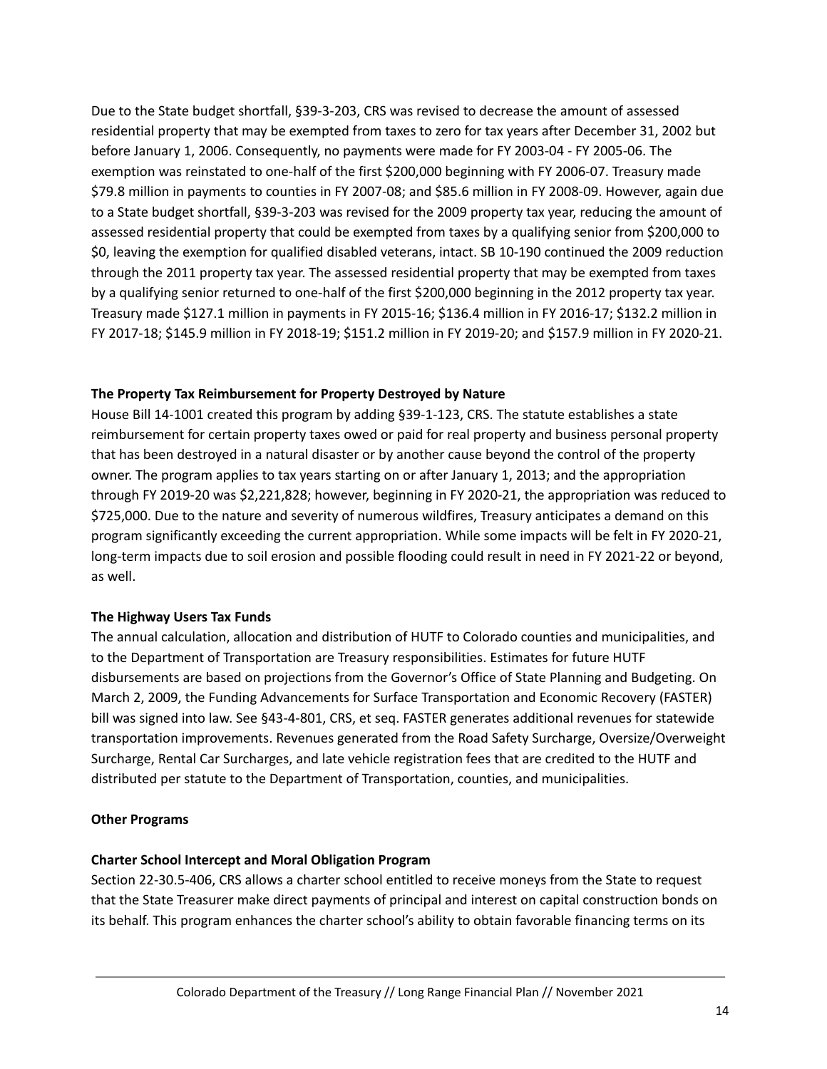Due to the State budget shortfall, §39-3-203, CRS was revised to decrease the amount of assessed residential property that may be exempted from taxes to zero for tax years after December 31, 2002 but before January 1, 2006. Consequently, no payments were made for FY 2003-04 - FY 2005-06. The exemption was reinstated to one-half of the first $200,000 beginning with FY 2006-07. Treasury made $79.8 million in payments to counties in FY 2007-08; and $85.6 million in FY 2008-09. However, again due to a State budget shortfall, §39-3-203 was revised for the 2009 property tax year, reducing the amount of assessed residential property that could be exempted from taxes by a qualifying senior from $200,000 to $0, leaving the exemption for qualified disabled veterans, intact. SB 10-190 continued the 2009 reduction through the 2011 property tax year. The assessed residential property that may be exempted from taxes by a qualifying senior returned to one-half of the first $200,000 beginning in the 2012 property tax year. Treasury made $127.1 million in payments in FY 2015-16; $136.4 million in FY 2016-17; $132.2 million in FY 2017-18; $145.9 million in FY 2018-19; $151.2 million in FY 2019-20; and $157.9 million in FY 2020-21.

**The Property Tax Reimbursement for Property Destroyed by Nature**

House Bill 14-1001 created this program by adding §39-1-123, CRS. The statute establishes a state reimbursement for certain property taxes owed or paid for real property and business personal property that has been destroyed in a natural disaster or by another cause beyond the control of the property owner. The program applies to tax years starting on or after January 1, 2013; and the appropriation through FY 2019-20 was $2,221,828; however, beginning in FY 2020-21, the appropriation was reduced to $725,000. Due to the nature and severity of numerous wildfires, Treasury anticipates a demand on this program significantly exceeding the current appropriation. While some impacts will be felt in FY 2020-21, long-term impacts due to soil erosion and possible flooding could result in need in FY 2021-22 or beyond, as well.

**The Highway Users Tax Funds**

The annual calculation, allocation and distribution of HUTF to Colorado counties and municipalities, and to the Department of Transportation are Treasury responsibilities. Estimates for future HUTF disbursements are based on projections from the Governor's Office of State Planning and Budgeting. On March 2, 2009, the Funding Advancements for Surface Transportation and Economic Recovery (FASTER) bill was signed into law. See §43-4-801, CRS, et seq. FASTER generates additional revenues for statewide transportation improvements. Revenues generated from the Road Safety Surcharge, Oversize/Overweight Surcharge, Rental Car Surcharges, and late vehicle registration fees that are credited to the HUTF and distributed per statute to the Department of Transportation, counties, and municipalities.

**Other Programs**

**Charter School Intercept and Moral Obligation Program**

Section 22-30.5-406, CRS allows a charter school entitled to receive moneys from the State to request that the State Treasurer make direct payments of principal and interest on capital construction bonds on its behalf. This program enhances the charter school's ability to obtain favorable financing terms on its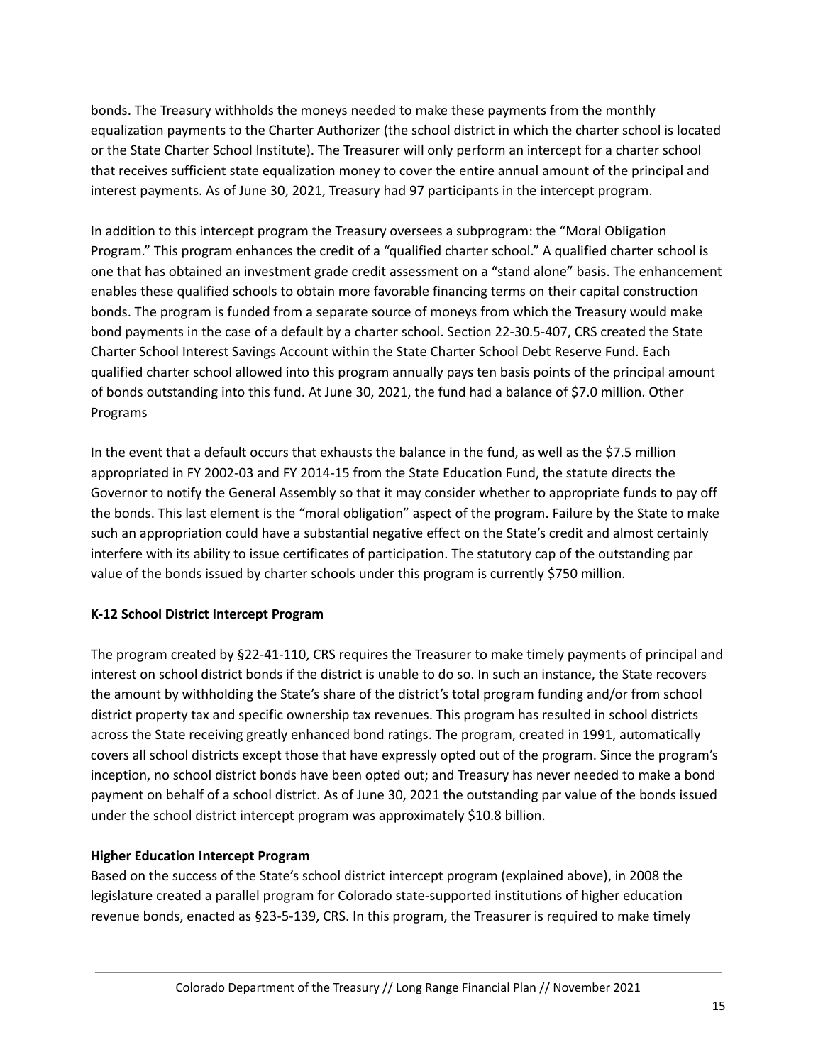bonds. The Treasury withholds the moneys needed to make these payments from the monthly equalization payments to the Charter Authorizer (the school district in which the charter school is located or the State Charter School Institute). The Treasurer will only perform an intercept for a charter school that receives sufficient state equalization money to cover the entire annual amount of the principal and interest payments. As of June 30, 2021, Treasury had 97 participants in the intercept program.

In addition to this intercept program the Treasury oversees a subprogram: the "Moral Obligation Program." This program enhances the credit of a "qualified charter school." A qualified charter school is one that has obtained an investment grade credit assessment on a "stand alone" basis. The enhancement enables these qualified schools to obtain more favorable financing terms on their capital construction bonds. The program is funded from a separate source of moneys from which the Treasury would make bond payments in the case of a default by a charter school. Section 22-30.5-407, CRS created the State Charter School Interest Savings Account within the State Charter School Debt Reserve Fund. Each qualified charter school allowed into this program annually pays ten basis points of the principal amount of bonds outstanding into this fund. At June 30, 2021, the fund had a balance of $7.0 million. Other Programs

In the event that a default occurs that exhausts the balance in the fund, as well as the $7.5 million appropriated in FY 2002-03 and FY 2014-15 from the State Education Fund, the statute directs the Governor to notify the General Assembly so that it may consider whether to appropriate funds to pay off the bonds. This last element is the "moral obligation" aspect of the program. Failure by the State to make such an appropriation could have a substantial negative effect on the State's credit and almost certainly interfere with its ability to issue certificates of participation. The statutory cap of the outstanding par value of the bonds issued by charter schools under this program is currently $750 million.

**K-12 School District Intercept Program**

The program created by §22-41-110, CRS requires the Treasurer to make timely payments of principal and interest on school district bonds if the district is unable to do so. In such an instance, the State recovers the amount by withholding the State's share of the district's total program funding and/or from school district property tax and specific ownership tax revenues. This program has resulted in school districts across the State receiving greatly enhanced bond ratings. The program, created in 1991, automatically covers all school districts except those that have expressly opted out of the program. Since the program's inception, no school district bonds have been opted out; and Treasury has never needed to make a bond payment on behalf of a school district. As of June 30, 2021 the outstanding par value of the bonds issued under the school district intercept program was approximately $10.8 billion.

**Higher Education Intercept Program**

Based on the success of the State's school district intercept program (explained above), in 2008 the legislature created a parallel program for Colorado state-supported institutions of higher education revenue bonds, enacted as §23-5-139, CRS. In this program, the Treasurer is required to make timely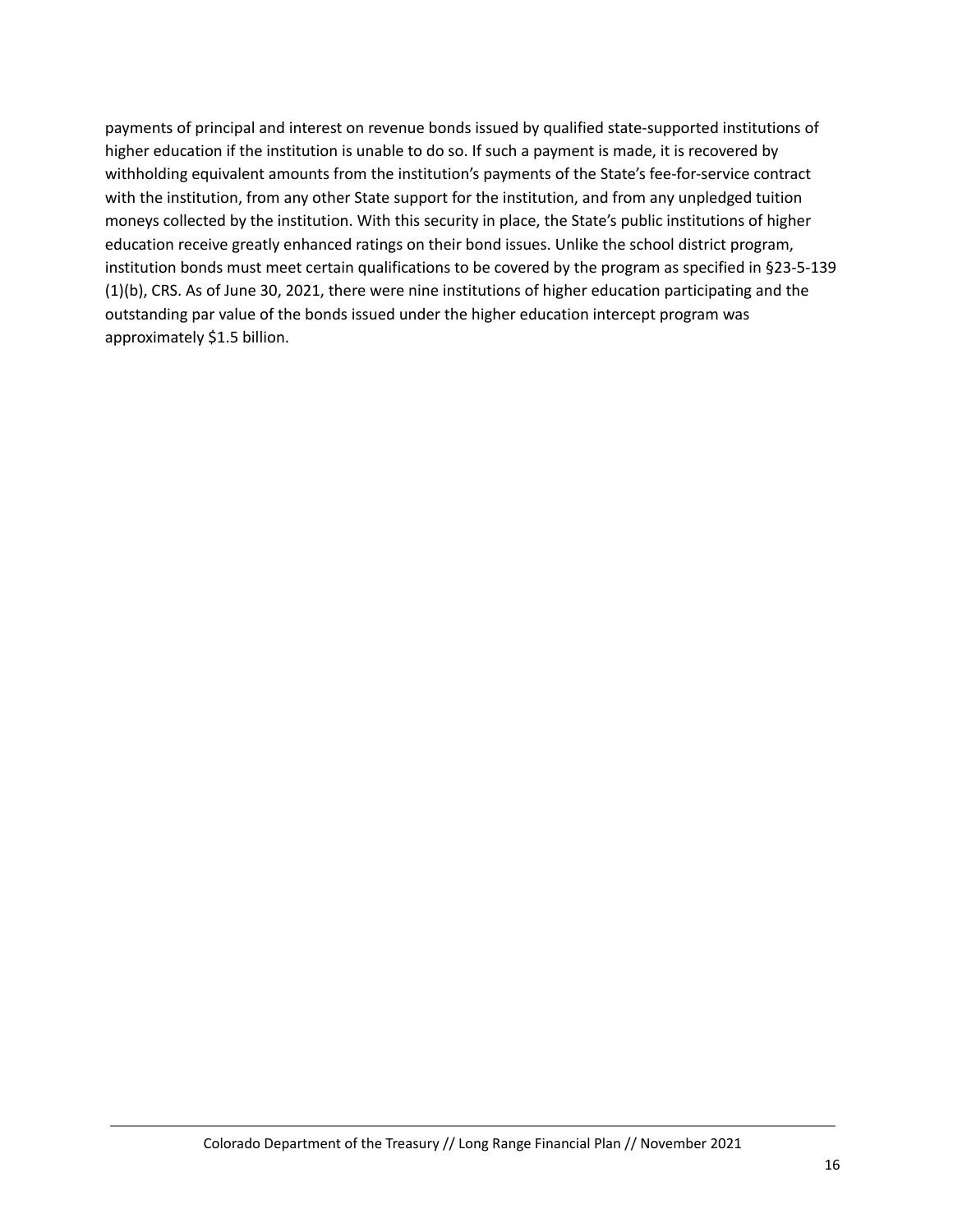payments of principal and interest on revenue bonds issued by qualified state-supported institutions of higher education if the institution is unable to do so. If such a payment is made, it is recovered by withholding equivalent amounts from the institution's payments of the State's fee-for-service contract with the institution, from any other State support for the institution, and from any unpledged tuition moneys collected by the institution. With this security in place, the State's public institutions of higher education receive greatly enhanced ratings on their bond issues. Unlike the school district program, institution bonds must meet certain qualifications to be covered by the program as specified in §23-5-139 (1)(b), CRS. As of June 30, 2021, there were nine institutions of higher education participating and the outstanding par value of the bonds issued under the higher education intercept program was approximately $1.5 billion.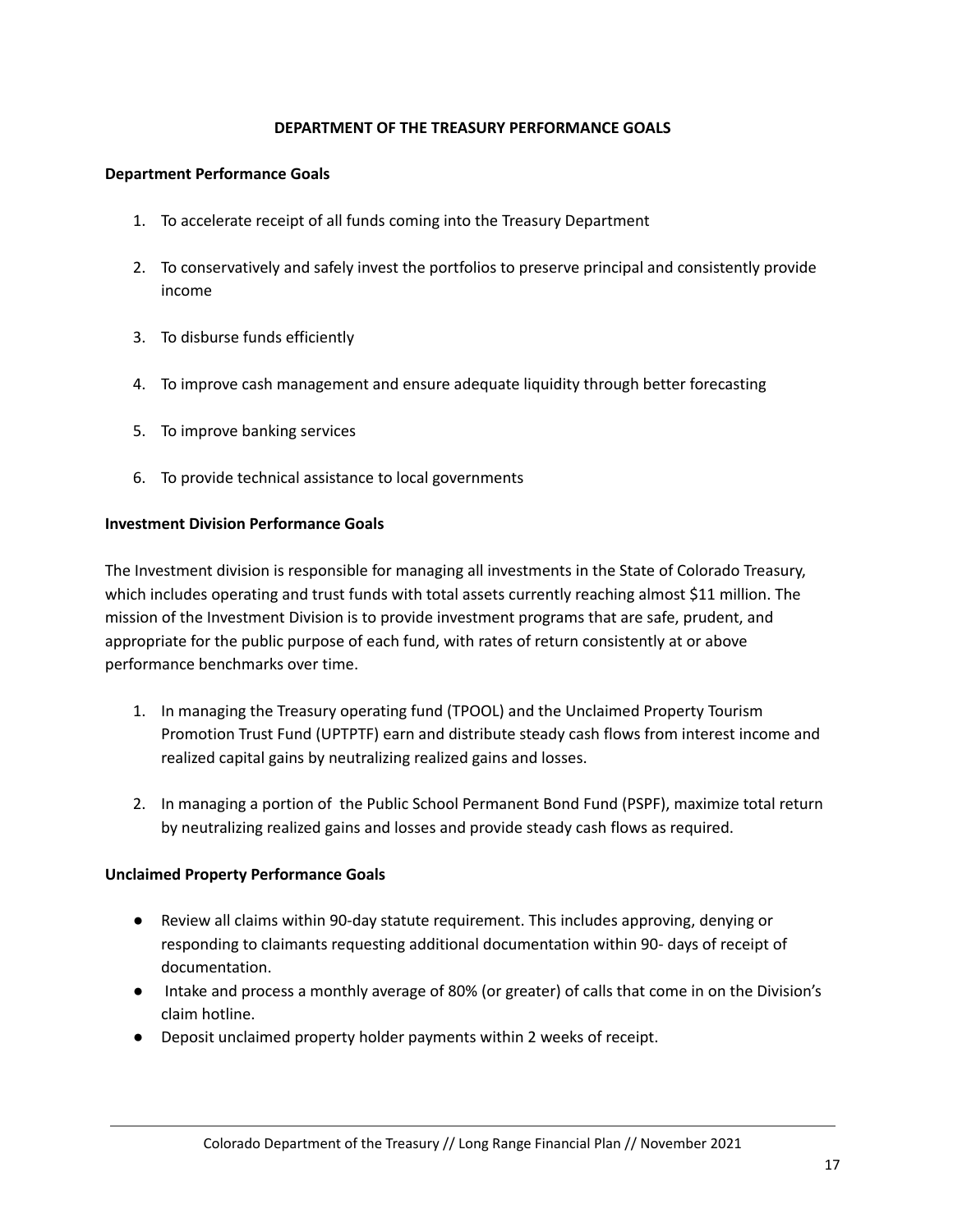## DEPARTMENT OF THE TREASURY PERFORMANCE GOALS

**Department Performance Goals**

1. To accelerate receipt of all funds coming into the Treasury Department
2. To conservatively and safely invest the portfolios to preserve principal and consistently provide income
3. To disburse funds efficiently
4. To improve cash management and ensure adequate liquidity through better forecasting
5. To improve banking services
6. To provide technical assistance to local governments

**Investment Division Performance Goals**

The Investment division is responsible for managing all investments in the State of Colorado Treasury, which includes operating and trust funds with total assets currently reaching almost $11 million. The mission of the Investment Division is to provide investment programs that are safe, prudent, and appropriate for the public purpose of each fund, with rates of return consistently at or above performance benchmarks over time.

1. In managing the Treasury operating fund (TPOOL) and the Unclaimed Property Tourism Promotion Trust Fund (UPTPTF) earn and distribute steady cash flows from interest income and realized capital gains by neutralizing realized gains and losses.
2. In managing a portion of the Public School Permanent Bond Fund (PSPF), maximize total return by neutralizing realized gains and losses and provide steady cash flows as required.

**Unclaimed Property Performance Goals**

- Review all claims within 90-day statute requirement. This includes approving, denying or responding to claimants requesting additional documentation within 90- days of receipt of documentation.
- Intake and process a monthly average of 80% (or greater) of calls that come in on the Division's claim hotline.
- Deposit unclaimed property holder payments within 2 weeks of receipt.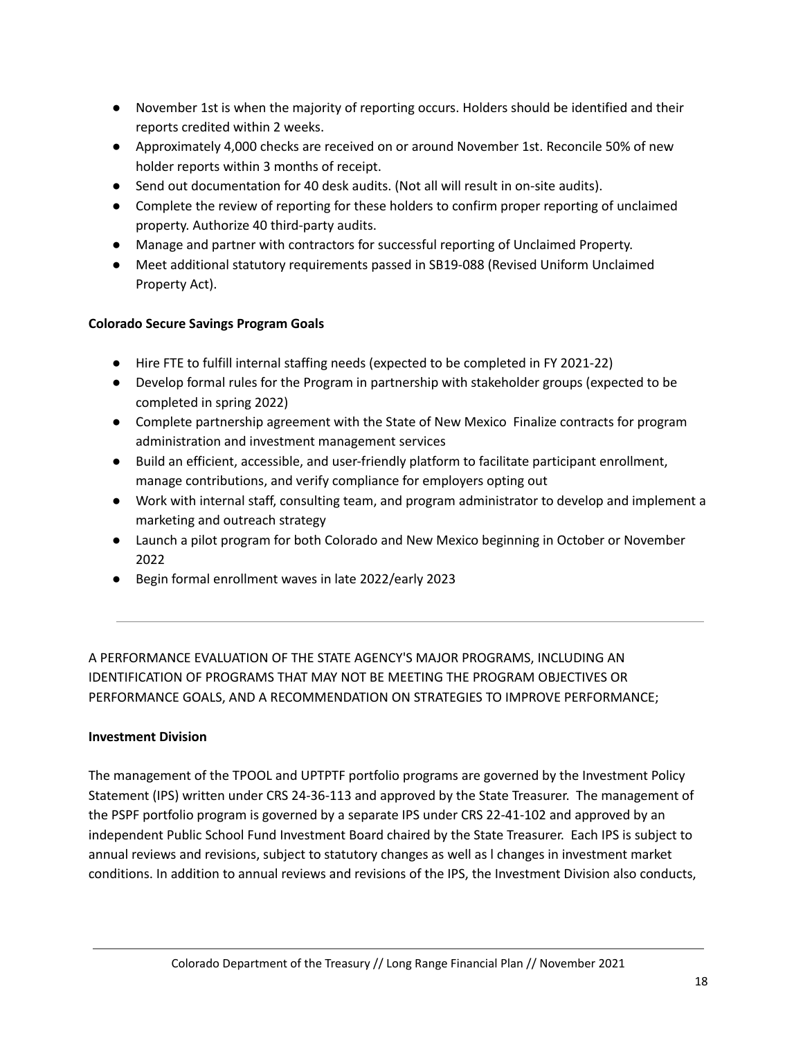- November 1st is when the majority of reporting occurs. Holders should be identified and their reports credited within 2 weeks.
- Approximately 4,000 checks are received on or around November 1st. Reconcile 50% of new holder reports within 3 months of receipt.
- Send out documentation for 40 desk audits. (Not all will result in on-site audits).
- Complete the review of reporting for these holders to confirm proper reporting of unclaimed property. Authorize 40 third-party audits.
- Manage and partner with contractors for successful reporting of Unclaimed Property.
- Meet additional statutory requirements passed in SB19-088 (Revised Uniform Unclaimed Property Act).

**Colorado Secure Savings Program Goals**

- Hire FTE to fulfill internal staffing needs (expected to be completed in FY 2021-22)
- Develop formal rules for the Program in partnership with stakeholder groups (expected to be completed in spring 2022)
- Complete partnership agreement with the State of New Mexico  Finalize contracts for program administration and investment management services
- Build an efficient, accessible, and user-friendly platform to facilitate participant enrollment, manage contributions, and verify compliance for employers opting out
- Work with internal staff, consulting team, and program administrator to develop and implement a marketing and outreach strategy
- Launch a pilot program for both Colorado and New Mexico beginning in October or November 2022
- Begin formal enrollment waves in late 2022/early 2023

---

A PERFORMANCE EVALUATION OF THE STATE AGENCY'S MAJOR PROGRAMS, INCLUDING AN IDENTIFICATION OF PROGRAMS THAT MAY NOT BE MEETING THE PROGRAM OBJECTIVES OR PERFORMANCE GOALS, AND A RECOMMENDATION ON STRATEGIES TO IMPROVE PERFORMANCE;

**Investment Division**

The management of the TPOOL and UPTPTF portfolio programs are governed by the Investment Policy Statement (IPS) written under CRS 24-36-113 and approved by the State Treasurer.  The management of the PSPF portfolio program is governed by a separate IPS under CRS 22-41-102 and approved by an independent Public School Fund Investment Board chaired by the State Treasurer.  Each IPS is subject to annual reviews and revisions, subject to statutory changes as well as l changes in investment market conditions. In addition to annual reviews and revisions of the IPS, the Investment Division also conducts,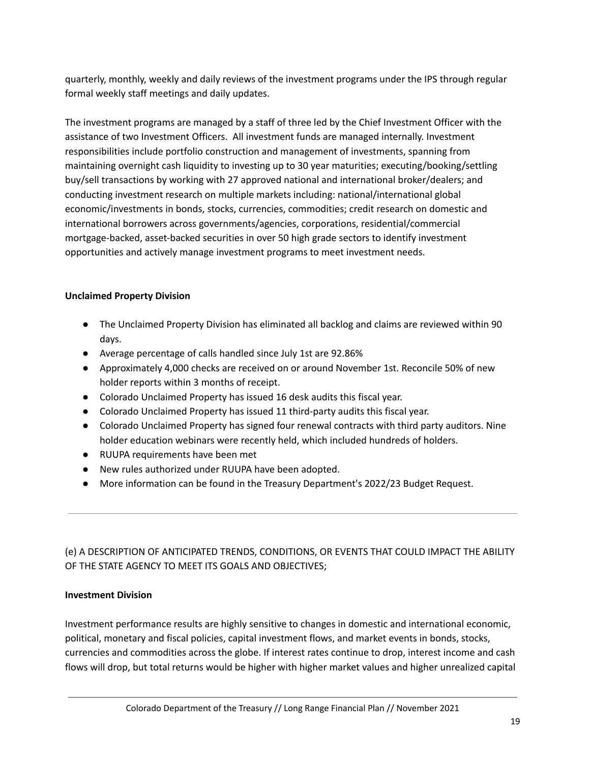quarterly, monthly, weekly and daily reviews of the investment programs under the IPS through regular formal weekly staff meetings and daily updates.

The investment programs are managed by a staff of three led by the Chief Investment Officer with the assistance of two Investment Officers. All investment funds are managed internally. Investment responsibilities include portfolio construction and management of investments, spanning from maintaining overnight cash liquidity to investing up to 30 year maturities; executing/booking/settling buy/sell transactions by working with 27 approved national and international broker/dealers; and conducting investment research on multiple markets including: national/international global economic/investments in bonds, stocks, currencies, commodities; credit research on domestic and international borrowers across governments/agencies, corporations, residential/commercial mortgage-backed, asset-backed securities in over 50 high grade sectors to identify investment opportunities and actively manage investment programs to meet investment needs.

**Unclaimed Property Division**

- The Unclaimed Property Division has eliminated all backlog and claims are reviewed within 90 days.
- Average percentage of calls handled since July 1st are 92.86%
- Approximately 4,000 checks are received on or around November 1st. Reconcile 50% of new holder reports within 3 months of receipt.
- Colorado Unclaimed Property has issued 16 desk audits this fiscal year.
- Colorado Unclaimed Property has issued 11 third-party audits this fiscal year.
- Colorado Unclaimed Property has signed four renewal contracts with third party auditors. Nine holder education webinars were recently held, which included hundreds of holders.
- RUUPA requirements have been met
- New rules authorized under RUUPA have been adopted.
- More information can be found in the Treasury Department's 2022/23 Budget Request.

---

(e) A DESCRIPTION OF ANTICIPATED TRENDS, CONDITIONS, OR EVENTS THAT COULD IMPACT THE ABILITY OF THE STATE AGENCY TO MEET ITS GOALS AND OBJECTIVES;

**Investment Division**

Investment performance results are highly sensitive to changes in domestic and international economic, political, monetary and fiscal policies, capital investment flows, and market events in bonds, stocks, currencies and commodities across the globe. If interest rates continue to drop, interest income and cash flows will drop, but total returns would be higher with higher market values and higher unrealized capital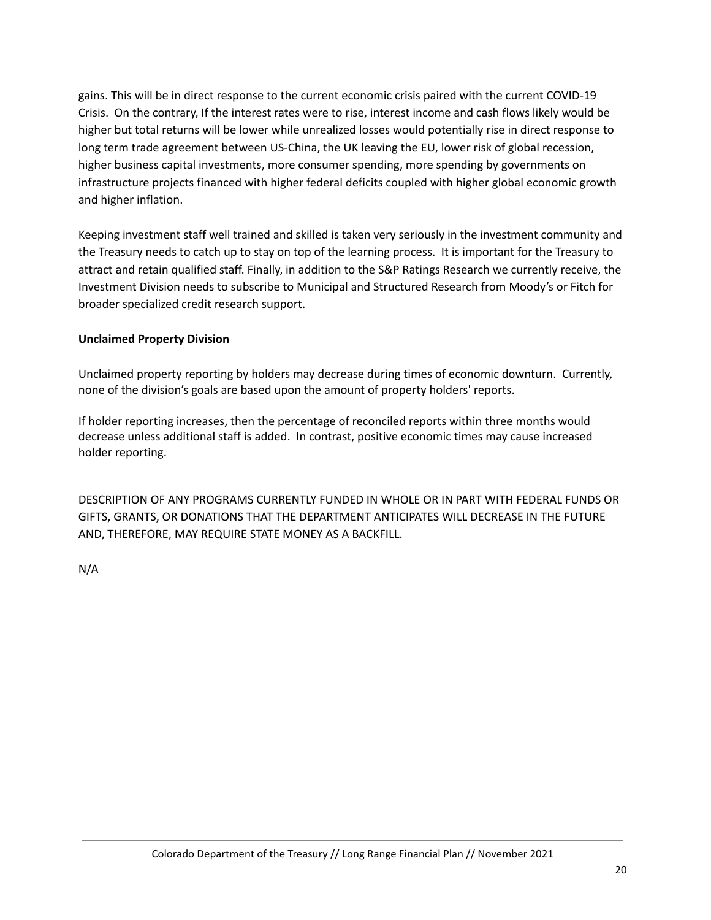gains. This will be in direct response to the current economic crisis paired with the current COVID-19 Crisis. On the contrary, If the interest rates were to rise, interest income and cash flows likely would be higher but total returns will be lower while unrealized losses would potentially rise in direct response to long term trade agreement between US-China, the UK leaving the EU, lower risk of global recession, higher business capital investments, more consumer spending, more spending by governments on infrastructure projects financed with higher federal deficits coupled with higher global economic growth and higher inflation.

Keeping investment staff well trained and skilled is taken very seriously in the investment community and the Treasury needs to catch up to stay on top of the learning process. It is important for the Treasury to attract and retain qualified staff. Finally, in addition to the S&P Ratings Research we currently receive, the Investment Division needs to subscribe to Municipal and Structured Research from Moody's or Fitch for broader specialized credit research support.

**Unclaimed Property Division**

Unclaimed property reporting by holders may decrease during times of economic downturn. Currently, none of the division's goals are based upon the amount of property holders' reports.

If holder reporting increases, then the percentage of reconciled reports within three months would decrease unless additional staff is added. In contrast, positive economic times may cause increased holder reporting.

DESCRIPTION OF ANY PROGRAMS CURRENTLY FUNDED IN WHOLE OR IN PART WITH FEDERAL FUNDS OR GIFTS, GRANTS, OR DONATIONS THAT THE DEPARTMENT ANTICIPATES WILL DECREASE IN THE FUTURE AND, THEREFORE, MAY REQUIRE STATE MONEY AS A BACKFILL.

N/A